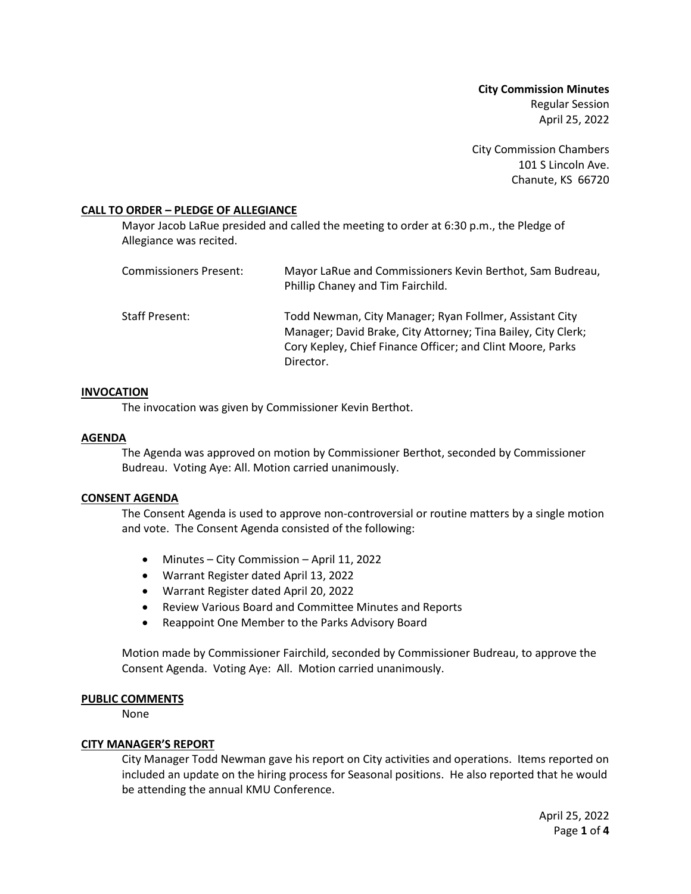**City Commission Minutes**
Regular Session
April 25, 2022

City Commission Chambers
101 S Lincoln Ave.
Chanute, KS 66720

## CALL TO ORDER – PLEDGE OF ALLEGIANCE

Mayor Jacob LaRue presided and called the meeting to order at 6:30 p.m., the Pledge of Allegiance was recited.

| | |
|---|---|
| Commissioners Present: | Mayor LaRue and Commissioners Kevin Berthot, Sam Budreau, Phillip Chaney and Tim Fairchild. |
| Staff Present: | Todd Newman, City Manager; Ryan Follmer, Assistant City Manager; David Brake, City Attorney; Tina Bailey, City Clerk; Cory Kepley, Chief Finance Officer; and Clint Moore, Parks Director. |

## INVOCATION

The invocation was given by Commissioner Kevin Berthot.

## AGENDA

The Agenda was approved on motion by Commissioner Berthot, seconded by Commissioner Budreau. Voting Aye: All. Motion carried unanimously.

## CONSENT AGENDA

The Consent Agenda is used to approve non-controversial or routine matters by a single motion and vote. The Consent Agenda consisted of the following:

- Minutes – City Commission – April 11, 2022
- Warrant Register dated April 13, 2022
- Warrant Register dated April 20, 2022
- Review Various Board and Committee Minutes and Reports
- Reappoint One Member to the Parks Advisory Board

Motion made by Commissioner Fairchild, seconded by Commissioner Budreau, to approve the Consent Agenda. Voting Aye: All. Motion carried unanimously.

## PUBLIC COMMENTS

None

## CITY MANAGER'S REPORT

City Manager Todd Newman gave his report on City activities and operations. Items reported on included an update on the hiring process for Seasonal positions. He also reported that he would be attending the annual KMU Conference.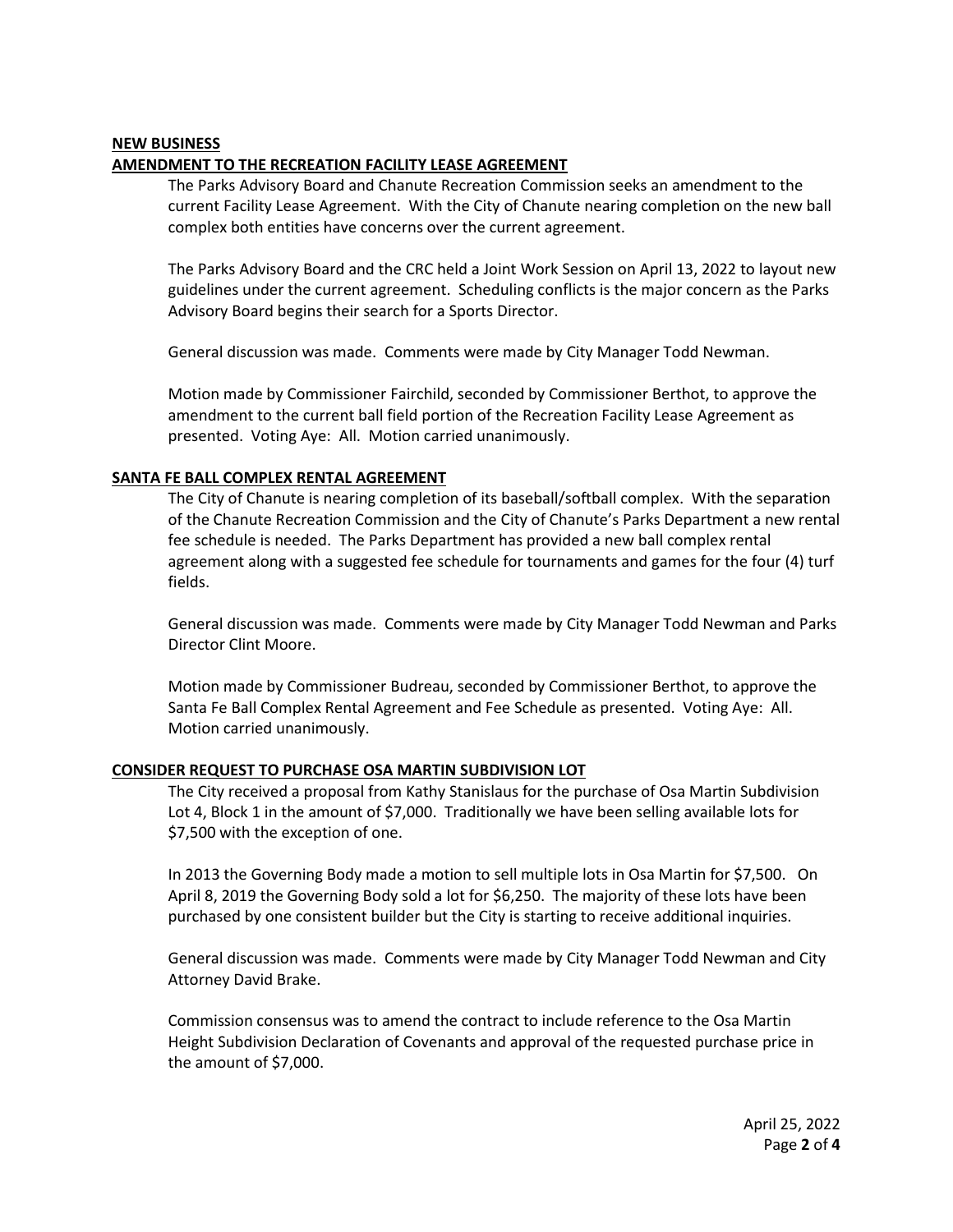## NEW BUSINESS

### AMENDMENT TO THE RECREATION FACILITY LEASE AGREEMENT

The Parks Advisory Board and Chanute Recreation Commission seeks an amendment to the current Facility Lease Agreement. With the City of Chanute nearing completion on the new ball complex both entities have concerns over the current agreement.

The Parks Advisory Board and the CRC held a Joint Work Session on April 13, 2022 to layout new guidelines under the current agreement. Scheduling conflicts is the major concern as the Parks Advisory Board begins their search for a Sports Director.

General discussion was made. Comments were made by City Manager Todd Newman.

Motion made by Commissioner Fairchild, seconded by Commissioner Berthot, to approve the amendment to the current ball field portion of the Recreation Facility Lease Agreement as presented. Voting Aye: All. Motion carried unanimously.

### SANTA FE BALL COMPLEX RENTAL AGREEMENT

The City of Chanute is nearing completion of its baseball/softball complex. With the separation of the Chanute Recreation Commission and the City of Chanute's Parks Department a new rental fee schedule is needed. The Parks Department has provided a new ball complex rental agreement along with a suggested fee schedule for tournaments and games for the four (4) turf fields.

General discussion was made. Comments were made by City Manager Todd Newman and Parks Director Clint Moore.

Motion made by Commissioner Budreau, seconded by Commissioner Berthot, to approve the Santa Fe Ball Complex Rental Agreement and Fee Schedule as presented. Voting Aye: All. Motion carried unanimously.

### CONSIDER REQUEST TO PURCHASE OSA MARTIN SUBDIVISION LOT

The City received a proposal from Kathy Stanislaus for the purchase of Osa Martin Subdivision Lot 4, Block 1 in the amount of $7,000. Traditionally we have been selling available lots for $7,500 with the exception of one.

In 2013 the Governing Body made a motion to sell multiple lots in Osa Martin for $7,500. On April 8, 2019 the Governing Body sold a lot for $6,250. The majority of these lots have been purchased by one consistent builder but the City is starting to receive additional inquiries.

General discussion was made. Comments were made by City Manager Todd Newman and City Attorney David Brake.

Commission consensus was to amend the contract to include reference to the Osa Martin Height Subdivision Declaration of Covenants and approval of the requested purchase price in the amount of $7,000.

April 25, 2022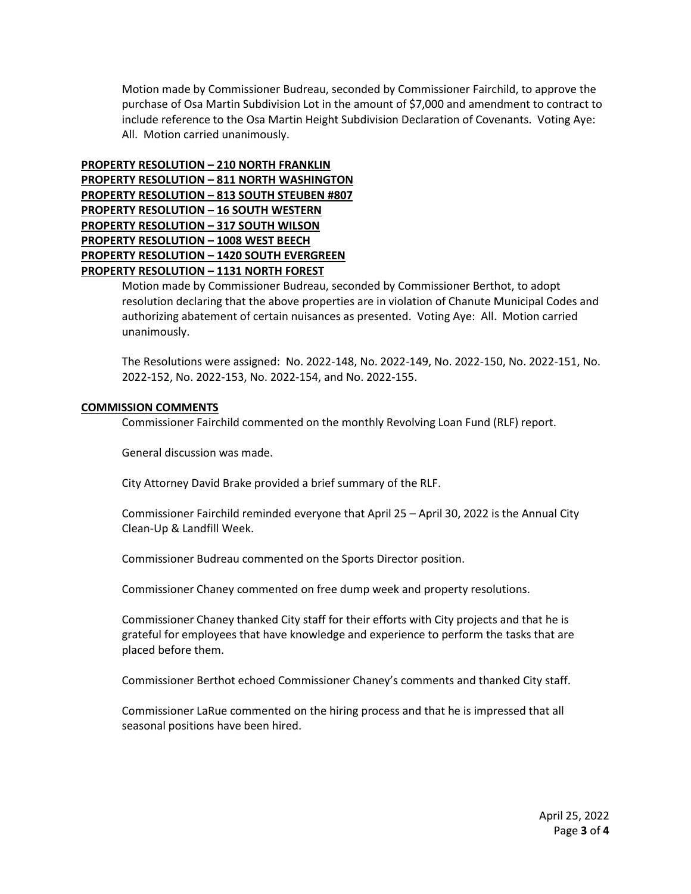Motion made by Commissioner Budreau, seconded by Commissioner Fairchild, to approve the purchase of Osa Martin Subdivision Lot in the amount of $7,000 and amendment to contract to include reference to the Osa Martin Height Subdivision Declaration of Covenants. Voting Aye: All. Motion carried unanimously.

**PROPERTY RESOLUTION – 210 NORTH FRANKLIN**
**PROPERTY RESOLUTION – 811 NORTH WASHINGTON**
**PROPERTY RESOLUTION – 813 SOUTH STEUBEN #807**
**PROPERTY RESOLUTION – 16 SOUTH WESTERN**
**PROPERTY RESOLUTION – 317 SOUTH WILSON**
**PROPERTY RESOLUTION – 1008 WEST BEECH**
**PROPERTY RESOLUTION – 1420 SOUTH EVERGREEN**
**PROPERTY RESOLUTION – 1131 NORTH FOREST**

Motion made by Commissioner Budreau, seconded by Commissioner Berthot, to adopt resolution declaring that the above properties are in violation of Chanute Municipal Codes and authorizing abatement of certain nuisances as presented. Voting Aye: All. Motion carried unanimously.

The Resolutions were assigned: No. 2022-148, No. 2022-149, No. 2022-150, No. 2022-151, No. 2022-152, No. 2022-153, No. 2022-154, and No. 2022-155.

**COMMISSION COMMENTS**

Commissioner Fairchild commented on the monthly Revolving Loan Fund (RLF) report.

General discussion was made.

City Attorney David Brake provided a brief summary of the RLF.

Commissioner Fairchild reminded everyone that April 25 – April 30, 2022 is the Annual City Clean-Up & Landfill Week.

Commissioner Budreau commented on the Sports Director position.

Commissioner Chaney commented on free dump week and property resolutions.

Commissioner Chaney thanked City staff for their efforts with City projects and that he is grateful for employees that have knowledge and experience to perform the tasks that are placed before them.

Commissioner Berthot echoed Commissioner Chaney's comments and thanked City staff.

Commissioner LaRue commented on the hiring process and that he is impressed that all seasonal positions have been hired.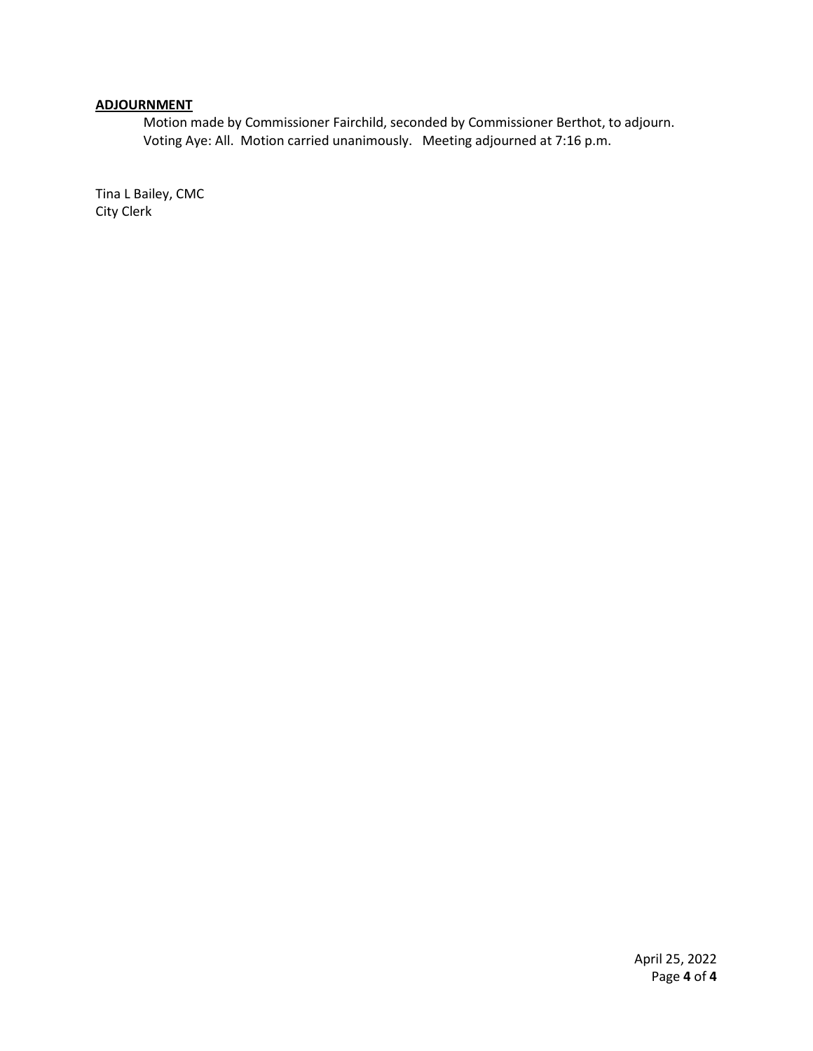**ADJOURNMENT**

Motion made by Commissioner Fairchild, seconded by Commissioner Berthot, to adjourn. Voting Aye: All. Motion carried unanimously. Meeting adjourned at 7:16 p.m.

Tina L Bailey, CMC
City Clerk